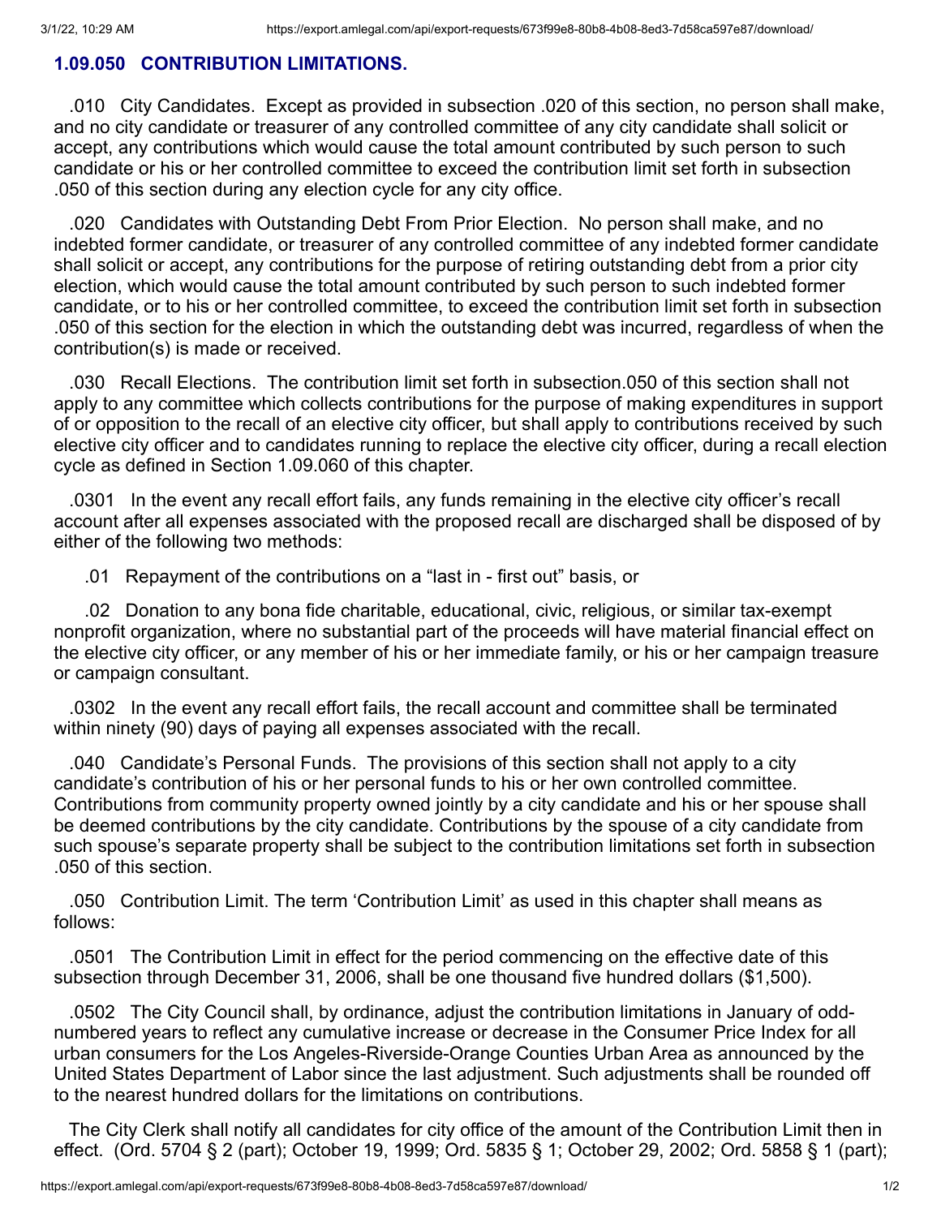### 1.09.050 CONTRIBUTION LIMITATIONS.

.010 City Candidates. Except as provided in subsection .020 of this section, no person shall make, and no city candidate or treasurer of any controlled committee of any city candidate shall solicit or accept, any contributions which would cause the total amount contributed by such person to such candidate or his or her controlled committee to exceed the contribution limit set forth in subsection .050 of this section during any election cycle for any city office.

.020 Candidates with Outstanding Debt From Prior Election. No person shall make, and no indebted former candidate, or treasurer of any controlled committee of any indebted former candidate shall solicit or accept, any contributions for the purpose of retiring outstanding debt from a prior city election, which would cause the total amount contributed by such person to such indebted former candidate, or to his or her controlled committee, to exceed the contribution limit set forth in subsection .050 of this section for the election in which the outstanding debt was incurred, regardless of when the contribution(s) is made or received.

.030 Recall Elections. The contribution limit set forth in subsection.050 of this section shall not apply to any committee which collects contributions for the purpose of making expenditures in support of or opposition to the recall of an elective city officer, but shall apply to contributions received by such elective city officer and to candidates running to replace the elective city officer, during a recall election cycle as defined in Section 1.09.060 of this chapter.

.0301 In the event any recall effort fails, any funds remaining in the elective city officer's recall account after all expenses associated with the proposed recall are discharged shall be disposed of by either of the following two methods:

.01 Repayment of the contributions on a "last in - first out" basis, or

.02 Donation to any bona fide charitable, educational, civic, religious, or similar tax-exempt nonprofit organization, where no substantial part of the proceeds will have material financial effect on the elective city officer, or any member of his or her immediate family, or his or her campaign treasure or campaign consultant.

.0302 In the event any recall effort fails, the recall account and committee shall be terminated within ninety (90) days of paying all expenses associated with the recall.

.040 Candidate's Personal Funds. The provisions of this section shall not apply to a city candidate's contribution of his or her personal funds to his or her own controlled committee. Contributions from community property owned jointly by a city candidate and his or her spouse shall be deemed contributions by the city candidate. Contributions by the spouse of a city candidate from such spouse's separate property shall be subject to the contribution limitations set forth in subsection .050 of this section.

.050 Contribution Limit. The term 'Contribution Limit' as used in this chapter shall means as follows:

.0501 The Contribution Limit in effect for the period commencing on the effective date of this subsection through December 31, 2006, shall be one thousand five hundred dollars ($1,500).

.0502 The City Council shall, by ordinance, adjust the contribution limitations in January of odd-numbered years to reflect any cumulative increase or decrease in the Consumer Price Index for all urban consumers for the Los Angeles-Riverside-Orange Counties Urban Area as announced by the United States Department of Labor since the last adjustment. Such adjustments shall be rounded off to the nearest hundred dollars for the limitations on contributions.

The City Clerk shall notify all candidates for city office of the amount of the Contribution Limit then in effect. (Ord. 5704 § 2 (part); October 19, 1999; Ord. 5835 § 1; October 29, 2002; Ord. 5858 § 1 (part);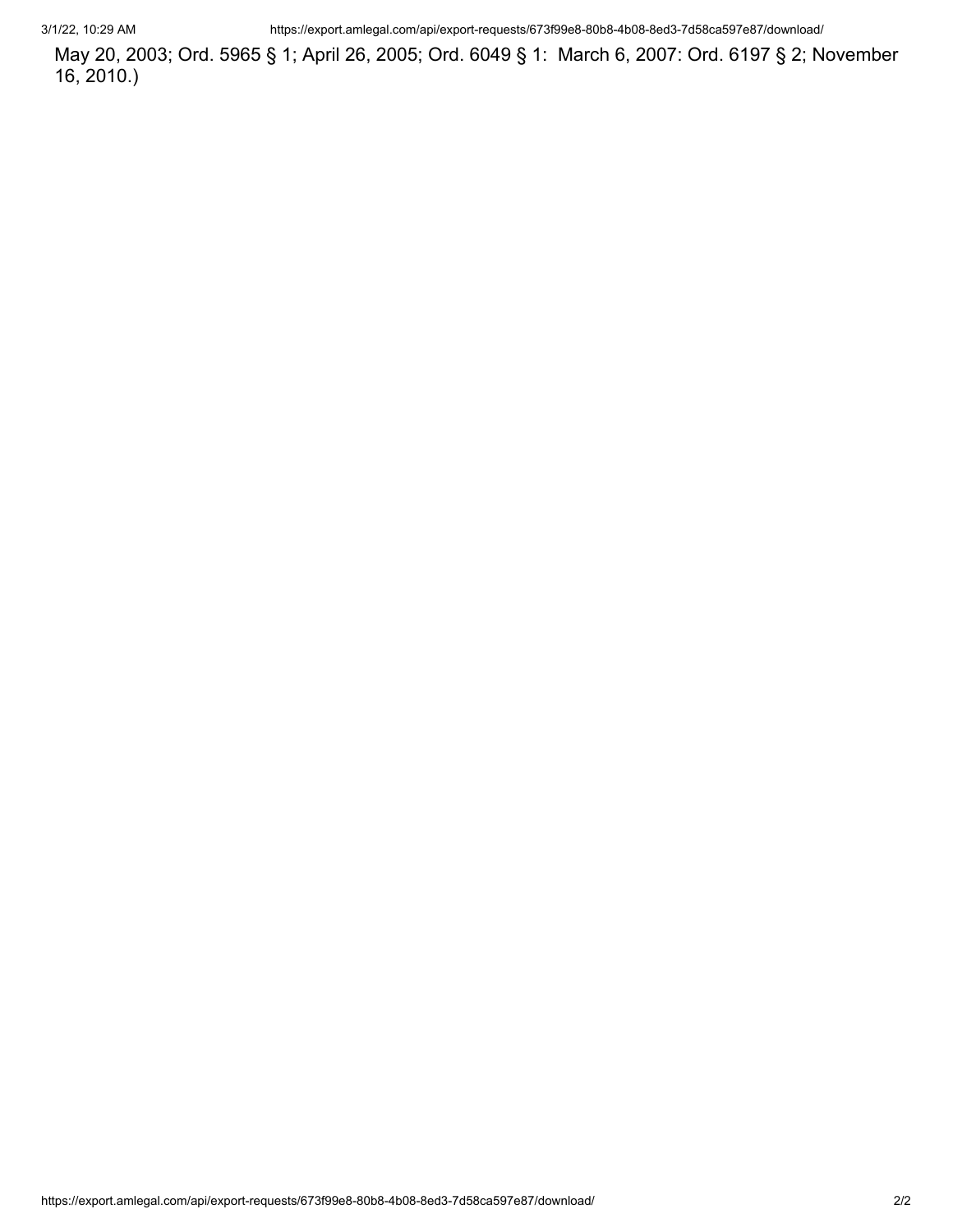May 20, 2003; Ord. 5965 § 1; April 26, 2005; Ord. 6049 § 1: March 6, 2007: Ord. 6197 § 2; November 16, 2010.)